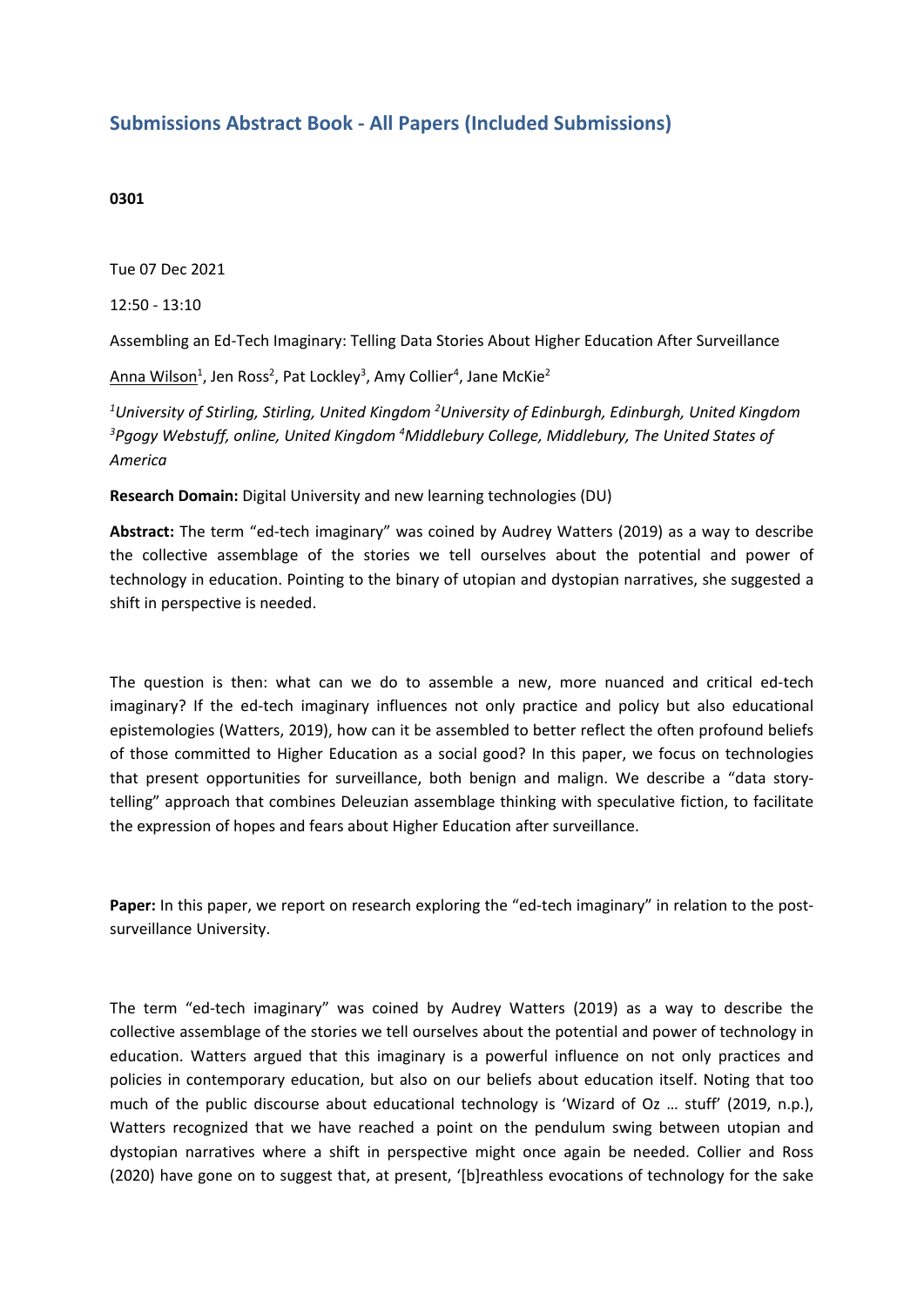## Submissions Abstract Book - All Papers (Included Submissions)

**0301**

Tue 07 Dec 2021

12:50 - 13:10

Assembling an Ed-Tech Imaginary: Telling Data Stories About Higher Education After Surveillance

Anna Wilson[1], Jen Ross[2], Pat Lockley[3], Amy Collier[4], Jane McKie[2]

*[1]University of Stirling, Stirling, United Kingdom [2]University of Edinburgh, Edinburgh, United Kingdom [3]Pgogy Webstuff, online, United Kingdom [4]Middlebury College, Middlebury, The United States of America*

**Research Domain:** Digital University and new learning technologies (DU)

**Abstract:** The term "ed-tech imaginary" was coined by Audrey Watters (2019) as a way to describe the collective assemblage of the stories we tell ourselves about the potential and power of technology in education. Pointing to the binary of utopian and dystopian narratives, she suggested a shift in perspective is needed.

The question is then: what can we do to assemble a new, more nuanced and critical ed-tech imaginary? If the ed-tech imaginary influences not only practice and policy but also educational epistemologies (Watters, 2019), how can it be assembled to better reflect the often profound beliefs of those committed to Higher Education as a social good? In this paper, we focus on technologies that present opportunities for surveillance, both benign and malign. We describe a "data story-telling" approach that combines Deleuzian assemblage thinking with speculative fiction, to facilitate the expression of hopes and fears about Higher Education after surveillance.

**Paper:** In this paper, we report on research exploring the "ed-tech imaginary" in relation to the post-surveillance University.

The term "ed-tech imaginary" was coined by Audrey Watters (2019) as a way to describe the collective assemblage of the stories we tell ourselves about the potential and power of technology in education. Watters argued that this imaginary is a powerful influence on not only practices and policies in contemporary education, but also on our beliefs about education itself. Noting that too much of the public discourse about educational technology is 'Wizard of Oz … stuff' (2019, n.p.), Watters recognized that we have reached a point on the pendulum swing between utopian and dystopian narratives where a shift in perspective might once again be needed. Collier and Ross (2020) have gone on to suggest that, at present, '[b]reathless evocations of technology for the sake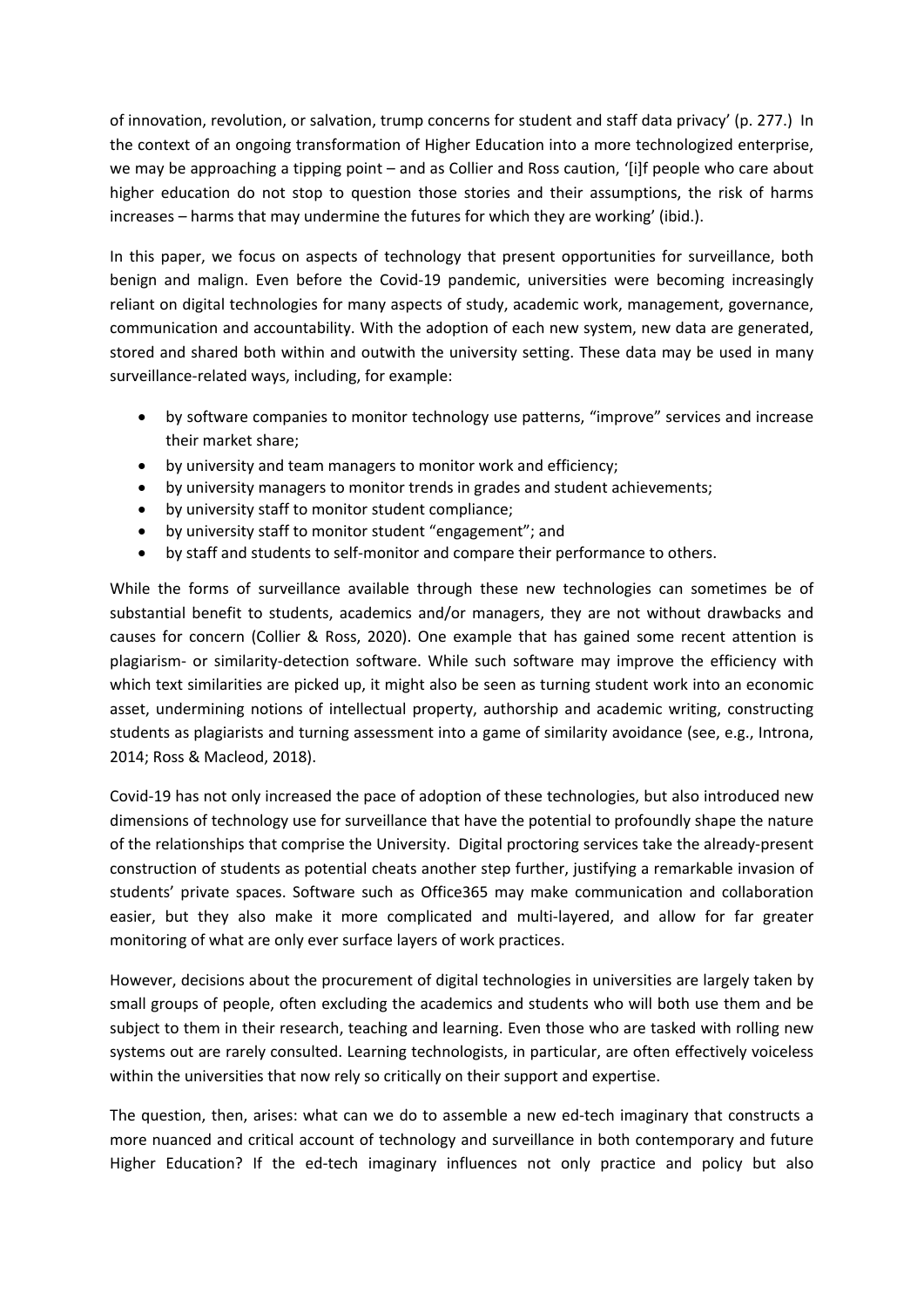of innovation, revolution, or salvation, trump concerns for student and staff data privacy' (p. 277.) In the context of an ongoing transformation of Higher Education into a more technologized enterprise, we may be approaching a tipping point – and as Collier and Ross caution, '[i]f people who care about higher education do not stop to question those stories and their assumptions, the risk of harms increases – harms that may undermine the futures for which they are working' (ibid.).

In this paper, we focus on aspects of technology that present opportunities for surveillance, both benign and malign. Even before the Covid-19 pandemic, universities were becoming increasingly reliant on digital technologies for many aspects of study, academic work, management, governance, communication and accountability. With the adoption of each new system, new data are generated, stored and shared both within and outwith the university setting. These data may be used in many surveillance-related ways, including, for example:

- by software companies to monitor technology use patterns, "improve" services and increase their market share;
- by university and team managers to monitor work and efficiency;
- by university managers to monitor trends in grades and student achievements;
- by university staff to monitor student compliance;
- by university staff to monitor student "engagement"; and
- by staff and students to self-monitor and compare their performance to others.

While the forms of surveillance available through these new technologies can sometimes be of substantial benefit to students, academics and/or managers, they are not without drawbacks and causes for concern (Collier & Ross, 2020). One example that has gained some recent attention is plagiarism- or similarity-detection software. While such software may improve the efficiency with which text similarities are picked up, it might also be seen as turning student work into an economic asset, undermining notions of intellectual property, authorship and academic writing, constructing students as plagiarists and turning assessment into a game of similarity avoidance (see, e.g., Introna, 2014; Ross & Macleod, 2018).

Covid-19 has not only increased the pace of adoption of these technologies, but also introduced new dimensions of technology use for surveillance that have the potential to profoundly shape the nature of the relationships that comprise the University. Digital proctoring services take the already-present construction of students as potential cheats another step further, justifying a remarkable invasion of students' private spaces. Software such as Office365 may make communication and collaboration easier, but they also make it more complicated and multi-layered, and allow for far greater monitoring of what are only ever surface layers of work practices.

However, decisions about the procurement of digital technologies in universities are largely taken by small groups of people, often excluding the academics and students who will both use them and be subject to them in their research, teaching and learning. Even those who are tasked with rolling new systems out are rarely consulted. Learning technologists, in particular, are often effectively voiceless within the universities that now rely so critically on their support and expertise.

The question, then, arises: what can we do to assemble a new ed-tech imaginary that constructs a more nuanced and critical account of technology and surveillance in both contemporary and future Higher Education? If the ed-tech imaginary influences not only practice and policy but also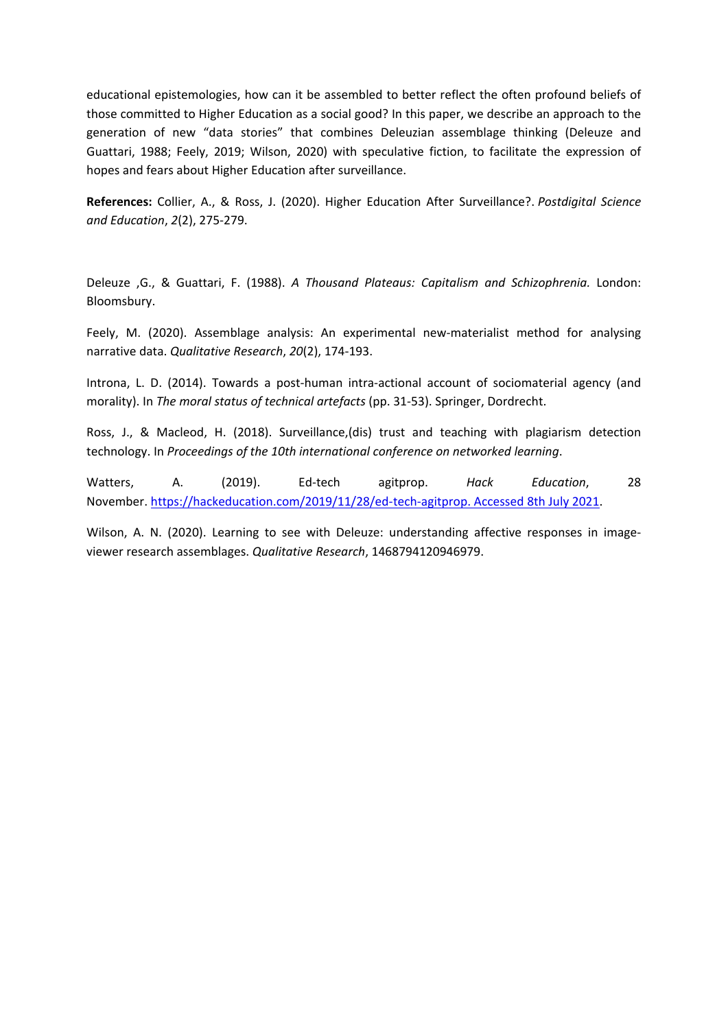educational epistemologies, how can it be assembled to better reflect the often profound beliefs of those committed to Higher Education as a social good? In this paper, we describe an approach to the generation of new "data stories" that combines Deleuzian assemblage thinking (Deleuze and Guattari, 1988; Feely, 2019; Wilson, 2020) with speculative fiction, to facilitate the expression of hopes and fears about Higher Education after surveillance.

**References:** Collier, A., & Ross, J. (2020). Higher Education After Surveillance?. *Postdigital Science and Education*, *2*(2), 275-279.

Deleuze ,G., & Guattari, F. (1988). *A Thousand Plateaus: Capitalism and Schizophrenia.* London: Bloomsbury.

Feely, M. (2020). Assemblage analysis: An experimental new-materialist method for analysing narrative data. *Qualitative Research*, *20*(2), 174-193.

Introna, L. D. (2014). Towards a post-human intra-actional account of sociomaterial agency (and morality). In *The moral status of technical artefacts* (pp. 31-53). Springer, Dordrecht.

Ross, J., & Macleod, H. (2018). Surveillance,(dis) trust and teaching with plagiarism detection technology. In *Proceedings of the 10th international conference on networked learning*.

Watters, A. (2019). Ed-tech agitprop. *Hack Education*, 28 November. https://hackeducation.com/2019/11/28/ed-tech-agitprop. Accessed 8th July 2021.

Wilson, A. N. (2020). Learning to see with Deleuze: understanding affective responses in image-viewer research assemblages. *Qualitative Research*, 1468794120946979.